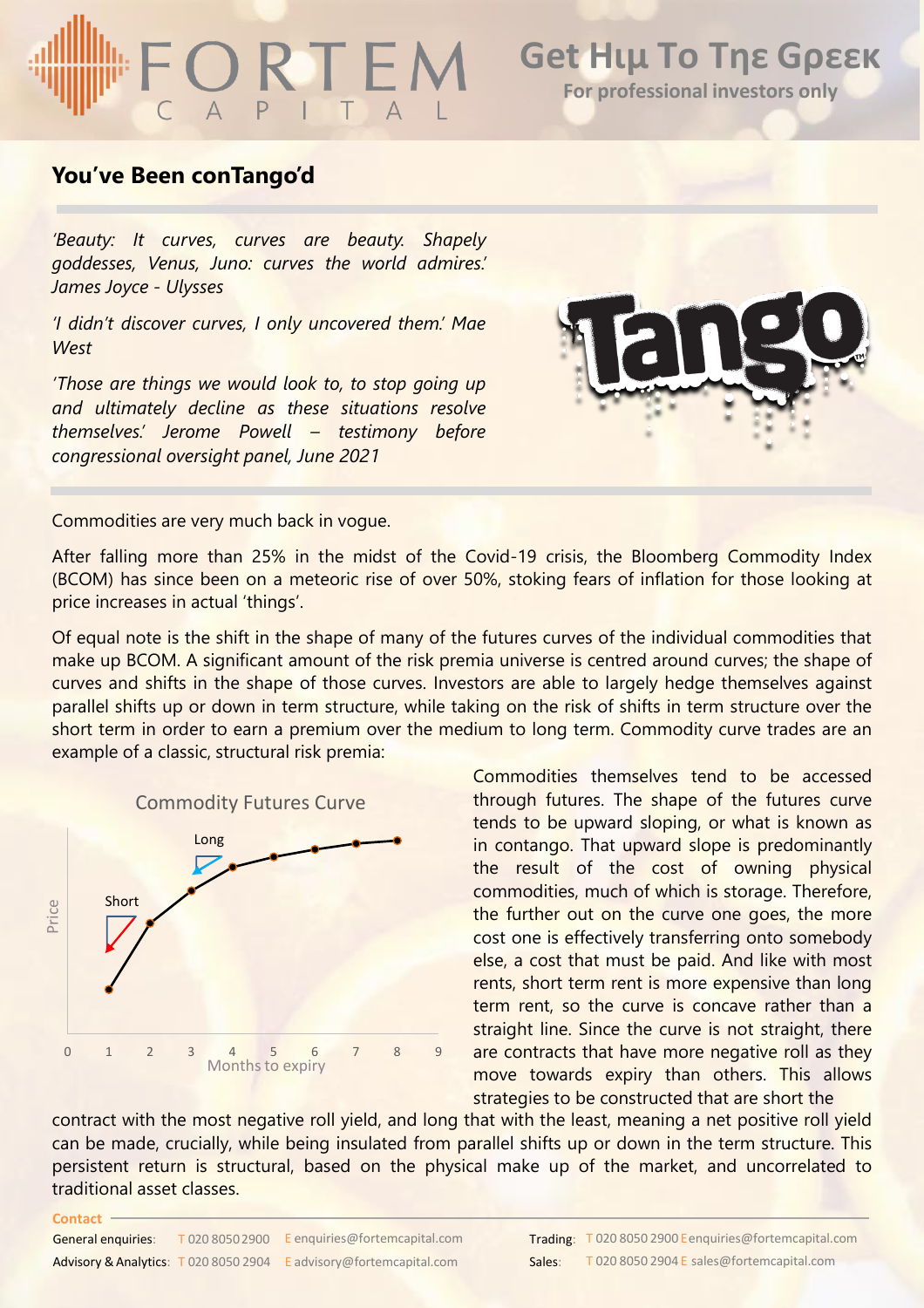# You've Been conTango'd

*'Beauty: It curves, curves are beauty. Shapely goddesses, Venus, Juno: curves the world admires.' James Joyce - Ulysses*

*'I didn't discover curves, I only uncovered them.' Mae West*

*'Those are things we would look to, to stop going up and ultimately decline as these situations resolve themselves.' Jerome Powell – testimony before congressional oversight panel, June 2021*

Commodities are very much back in vogue.

After falling more than 25% in the midst of the Covid-19 crisis, the Bloomberg Commodity Index (BCOM) has since been on a meteoric rise of over 50%, stoking fears of inflation for those looking at price increases in actual 'things'.

Of equal note is the shift in the shape of many of the futures curves of the individual commodities that make up BCOM. A significant amount of the risk premia universe is centred around curves; the shape of curves and shifts in the shape of those curves. Investors are able to largely hedge themselves against parallel shifts up or down in term structure, while taking on the risk of shifts in term structure over the short term in order to earn a premium over the medium to long term. Commodity curve trades are an example of a classic, structural risk premia:

Commodity Futures Curve

Commodities themselves tend to be accessed through futures. The shape of the futures curve tends to be upward sloping, or what is known as in contango. That upward slope is predominantly the result of the cost of owning physical commodities, much of which is storage. Therefore, the further out on the curve one goes, the more cost one is effectively transferring onto somebody else, a cost that must be paid. And like with most rents, short term rent is more expensive than long term rent, so the curve is concave rather than a straight line. Since the curve is not straight, there are contracts that have more negative roll as they move towards expiry than others. This allows strategies to be constructed that are short the contract with the most negative roll yield, and long that with the least, meaning a net positive roll yield can be made, crucially, while being insulated from parallel shifts up or down in the term structure. This persistent return is structural, based on the physical make up of the market, and uncorrelated to traditional asset classes.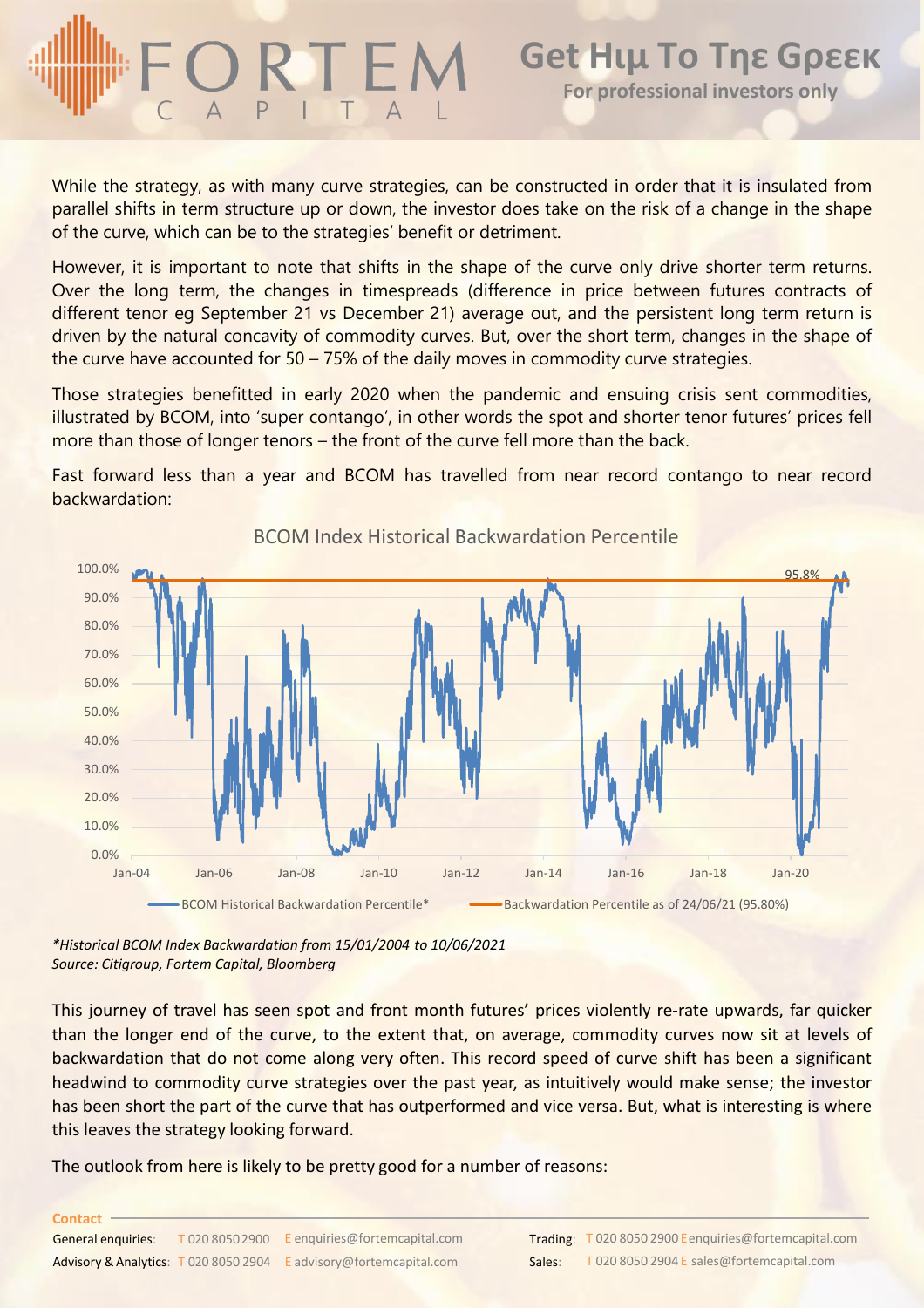While the strategy, as with many curve strategies, can be constructed in order that it is insulated from parallel shifts in term structure up or down, the investor does take on the risk of a change in the shape of the curve, which can be to the strategies' benefit or detriment.

However, it is important to note that shifts in the shape of the curve only drive shorter term returns. Over the long term, the changes in timespreads (difference in price between futures contracts of different tenor eg September 21 vs December 21) average out, and the persistent long term return is driven by the natural concavity of commodity curves. But, over the short term, changes in the shape of the curve have accounted for 50 – 75% of the daily moves in commodity curve strategies.

Those strategies benefitted in early 2020 when the pandemic and ensuing crisis sent commodities, illustrated by BCOM, into 'super contango', in other words the spot and shorter tenor futures' prices fell more than those of longer tenors – the front of the curve fell more than the back.

Fast forward less than a year and BCOM has travelled from near record contango to near record backwardation:

BCOM Index Historical Backwardation Percentile

BCOM Historical Backwardation Percentile* | Backwardation Percentile as of 24/06/21 (95.80%)

*\*Historical BCOM Index Backwardation from 15/01/2004 to 10/06/2021*
*Source: Citigroup, Fortem Capital, Bloomberg*

This journey of travel has seen spot and front month futures' prices violently re-rate upwards, far quicker than the longer end of the curve, to the extent that, on average, commodity curves now sit at levels of backwardation that do not come along very often. This record speed of curve shift has been a significant headwind to commodity curve strategies over the past year, as intuitively would make sense; the investor has been short the part of the curve that has outperformed and vice versa. But, what is interesting is where this leaves the strategy looking forward.

The outlook from here is likely to be pretty good for a number of reasons: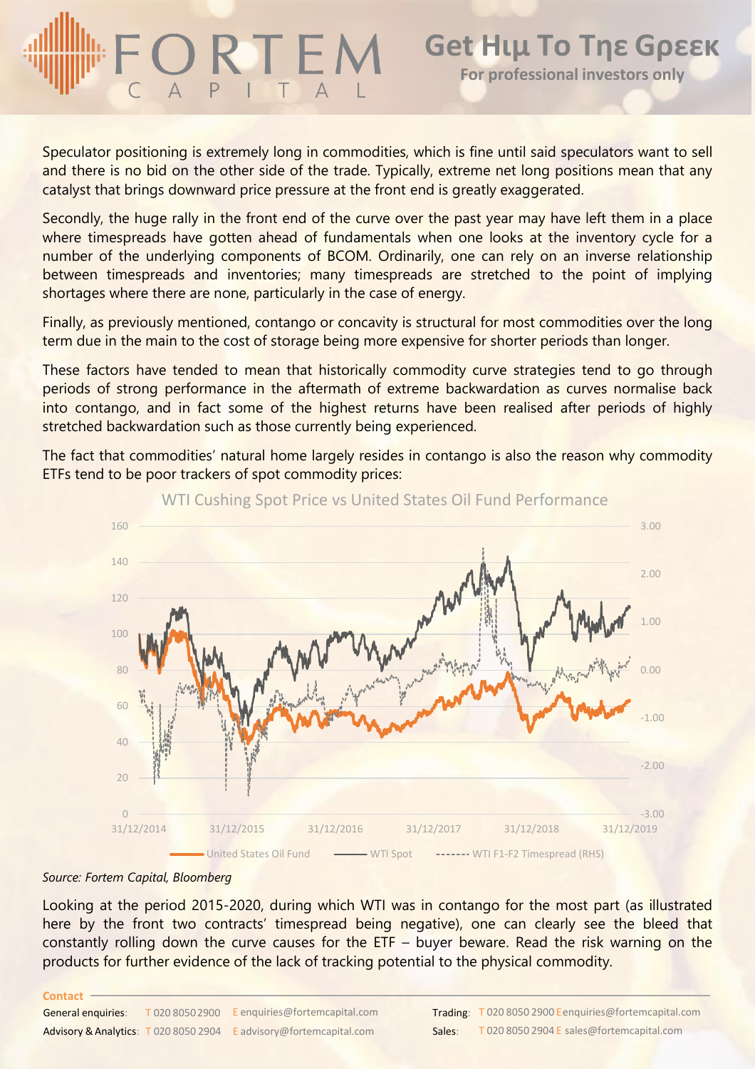Speculator positioning is extremely long in commodities, which is fine until said speculators want to sell and there is no bid on the other side of the trade. Typically, extreme net long positions mean that any catalyst that brings downward price pressure at the front end is greatly exaggerated.

Secondly, the huge rally in the front end of the curve over the past year may have left them in a place where timespreads have gotten ahead of fundamentals when one looks at the inventory cycle for a number of the underlying components of BCOM. Ordinarily, one can rely on an inverse relationship between timespreads and inventories; many timespreads are stretched to the point of implying shortages where there are none, particularly in the case of energy.

Finally, as previously mentioned, contango or concavity is structural for most commodities over the long term due in the main to the cost of storage being more expensive for shorter periods than longer.

These factors have tended to mean that historically commodity curve strategies tend to go through periods of strong performance in the aftermath of extreme backwardation as curves normalise back into contango, and in fact some of the highest returns have been realised after periods of highly stretched backwardation such as those currently being experienced.

The fact that commodities' natural home largely resides in contango is also the reason why commodity ETFs tend to be poor trackers of spot commodity prices:

WTI Cushing Spot Price vs United States Oil Fund Performance

United States Oil Fund — WTI Spot — WTI F1-F2 Timespread (RHS)

*Source: Fortem Capital, Bloomberg*

Looking at the period 2015-2020, during which WTI was in contango for the most part (as illustrated here by the front two contracts' timespread being negative), one can clearly see the bleed that constantly rolling down the curve causes for the ETF – buyer beware. Read the risk warning on the products for further evidence of the lack of tracking potential to the physical commodity.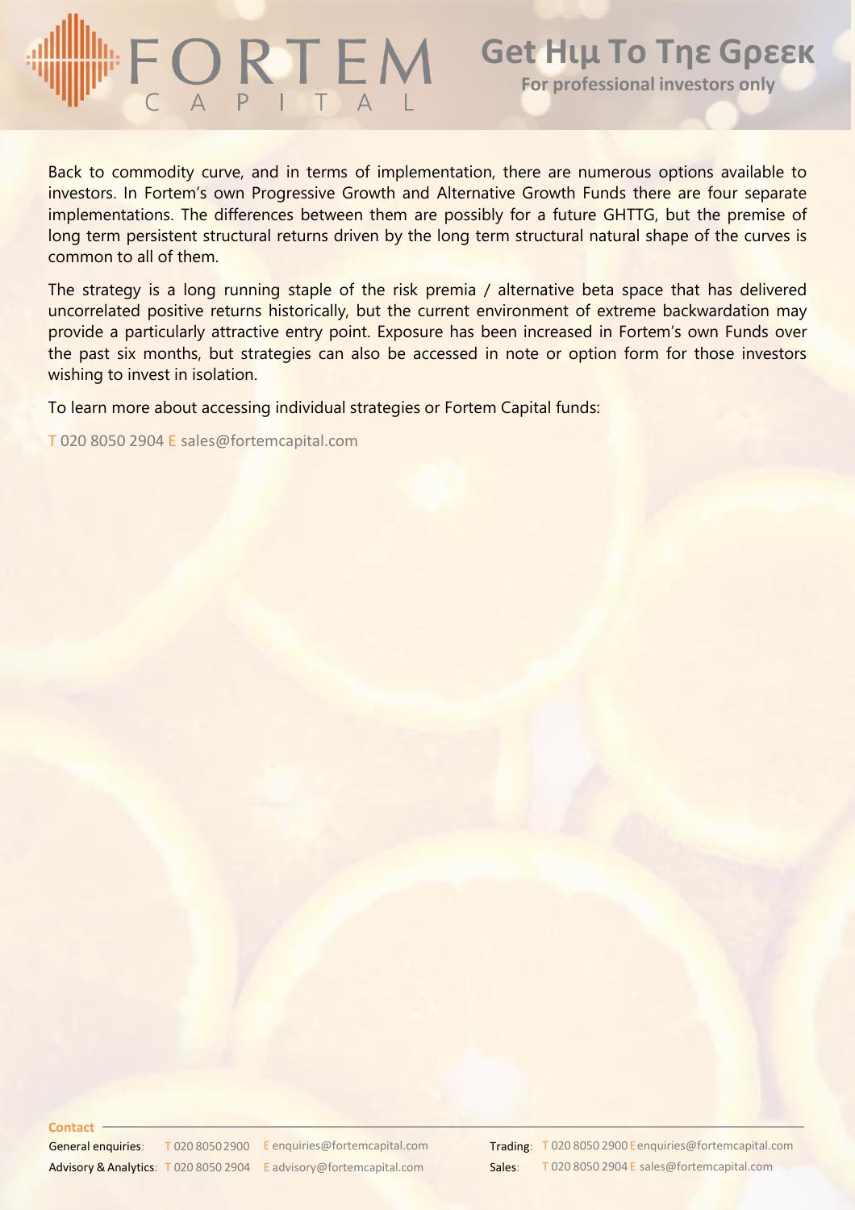Back to commodity curve, and in terms of implementation, there are numerous options available to investors. In Fortem's own Progressive Growth and Alternative Growth Funds there are four separate implementations. The differences between them are possibly for a future GHTTG, but the premise of long term persistent structural returns driven by the long term structural natural shape of the curves is common to all of them.

The strategy is a long running staple of the risk premia / alternative beta space that has delivered uncorrelated positive returns historically, but the current environment of extreme backwardation may provide a particularly attractive entry point. Exposure has been increased in Fortem's own Funds over the past six months, but strategies can also be accessed in note or option form for those investors wishing to invest in isolation.

To learn more about accessing individual strategies or Fortem Capital funds:

T 020 8050 2904 E sales@fortemcapital.com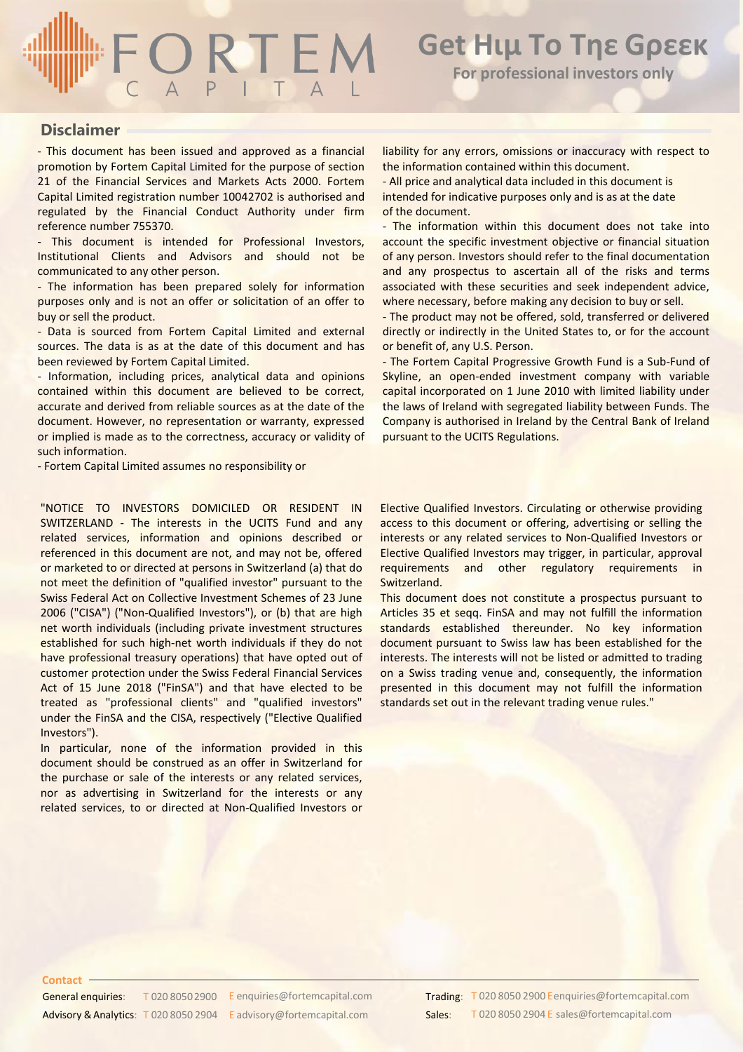## Disclaimer

- This document has been issued and approved as a financial promotion by Fortem Capital Limited for the purpose of section 21 of the Financial Services and Markets Acts 2000. Fortem Capital Limited registration number 10042702 is authorised and regulated by the Financial Conduct Authority under firm reference number 755370.
- This document is intended for Professional Investors, Institutional Clients and Advisors and should not be communicated to any other person.
- The information has been prepared solely for information purposes only and is not an offer or solicitation of an offer to buy or sell the product.
- Data is sourced from Fortem Capital Limited and external sources. The data is as at the date of this document and has been reviewed by Fortem Capital Limited.
- Information, including prices, analytical data and opinions contained within this document are believed to be correct, accurate and derived from reliable sources as at the date of the document. However, no representation or warranty, expressed or implied is made as to the correctness, accuracy or validity of such information.
- Fortem Capital Limited assumes no responsibility or liability for any errors, omissions or inaccuracy with respect to the information contained within this document.
- All price and analytical data included in this document is intended for indicative purposes only and is as at the date of the document.
- The information within this document does not take into account the specific investment objective or financial situation of any person. Investors should refer to the final documentation and any prospectus to ascertain all of the risks and terms associated with these securities and seek independent advice, where necessary, before making any decision to buy or sell.
- The product may not be offered, sold, transferred or delivered directly or indirectly in the United States to, or for the account or benefit of, any U.S. Person.
- The Fortem Capital Progressive Growth Fund is a Sub-Fund of Skyline, an open-ended investment company with variable capital incorporated on 1 June 2010 with limited liability under the laws of Ireland with segregated liability between Funds. The Company is authorised in Ireland by the Central Bank of Ireland pursuant to the UCITS Regulations.

"NOTICE TO INVESTORS DOMICILED OR RESIDENT IN SWITZERLAND - The interests in the UCITS Fund and any related services, information and opinions described or referenced in this document are not, and may not be, offered or marketed to or directed at persons in Switzerland (a) that do not meet the definition of "qualified investor" pursuant to the Swiss Federal Act on Collective Investment Schemes of 23 June 2006 ("CISA") ("Non-Qualified Investors"), or (b) that are high net worth individuals (including private investment structures established for such high-net worth individuals if they do not have professional treasury operations) that have opted out of customer protection under the Swiss Federal Financial Services Act of 15 June 2018 ("FinSA") and that have elected to be treated as "professional clients" and "qualified investors" under the FinSA and the CISA, respectively ("Elective Qualified Investors").

In particular, none of the information provided in this document should be construed as an offer in Switzerland for the purchase or sale of the interests or any related services, nor as advertising in Switzerland for the interests or any related services, to or directed at Non-Qualified Investors or Elective Qualified Investors. Circulating or otherwise providing access to this document or offering, advertising or selling the interests or any related services to Non-Qualified Investors or Elective Qualified Investors may trigger, in particular, approval requirements and other regulatory requirements in Switzerland.

This document does not constitute a prospectus pursuant to Articles 35 et seqq. FinSA and may not fulfill the information standards established thereunder. No key information document pursuant to Swiss law has been established for the interests. The interests will not be listed or admitted to trading on a Swiss trading venue and, consequently, the information presented in this document may not fulfill the information standards set out in the relevant trading venue rules."

**Contact**

General enquiries: T 020 8050 2900 E enquiries@fortemcapital.com

Advisory & Analytics: T 020 8050 2904 E advisory@fortemcapital.com

Trading: T 020 8050 2900 E enquiries@fortemcapital.com

Sales: T 020 8050 2904 E sales@fortemcapital.com